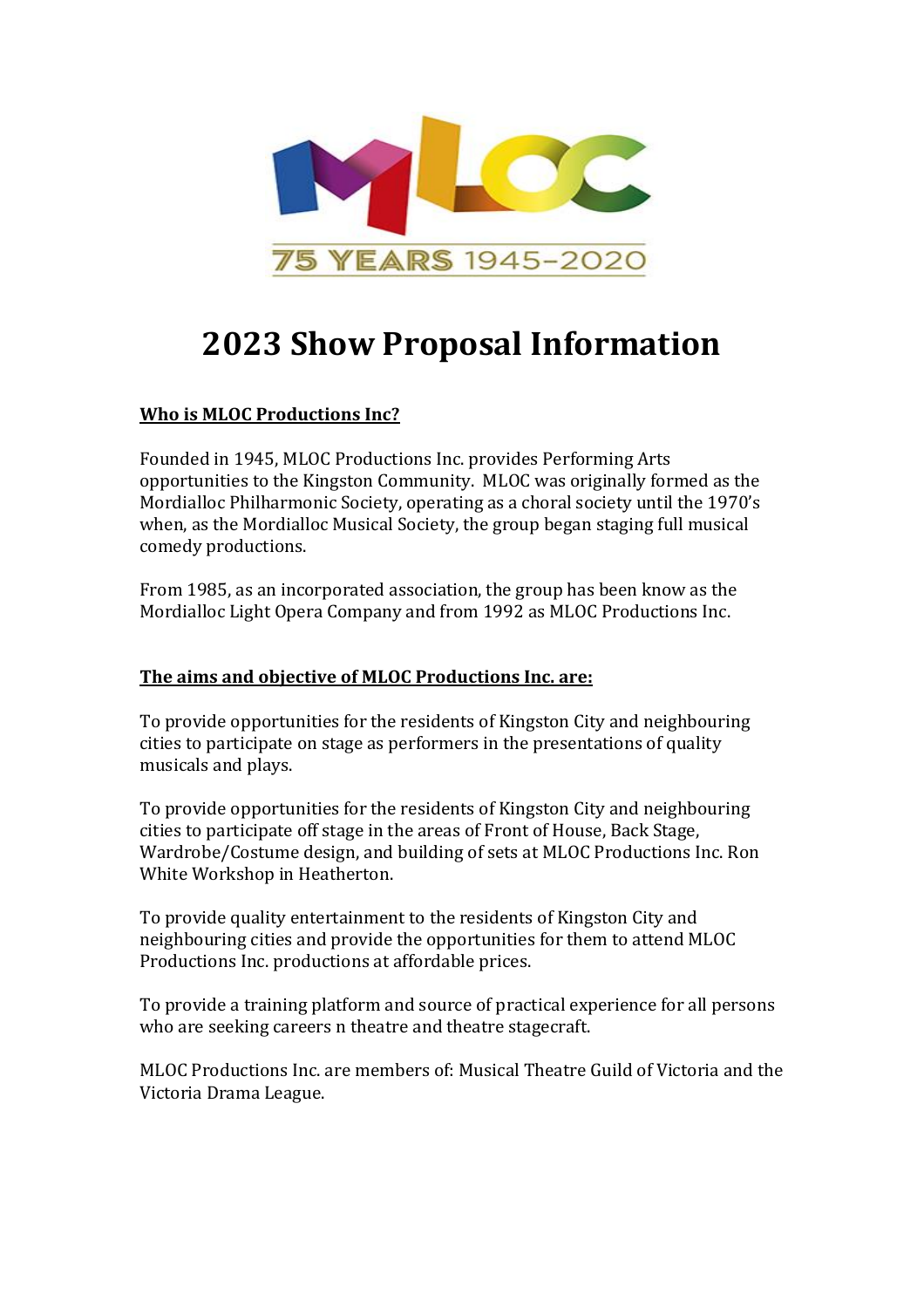# 2023 Show Proposal Information

**Who is MLOC Productions Inc?**

Founded in 1945, MLOC Productions Inc. provides Performing Arts opportunities to the Kingston Community. MLOC was originally formed as the Mordialloc Philharmonic Society, operating as a choral society until the 1970's when, as the Mordialloc Musical Society, the group began staging full musical comedy productions.

From 1985, as an incorporated association, the group has been know as the Mordialloc Light Opera Company and from 1992 as MLOC Productions Inc.

**The aims and objective of MLOC Productions Inc. are:**

To provide opportunities for the residents of Kingston City and neighbouring cities to participate on stage as performers in the presentations of quality musicals and plays.

To provide opportunities for the residents of Kingston City and neighbouring cities to participate off stage in the areas of Front of House, Back Stage, Wardrobe/Costume design, and building of sets at MLOC Productions Inc. Ron White Workshop in Heatherton.

To provide quality entertainment to the residents of Kingston City and neighbouring cities and provide the opportunities for them to attend MLOC Productions Inc. productions at affordable prices.

To provide a training platform and source of practical experience for all persons who are seeking careers n theatre and theatre stagecraft.

MLOC Productions Inc. are members of: Musical Theatre Guild of Victoria and the Victoria Drama League.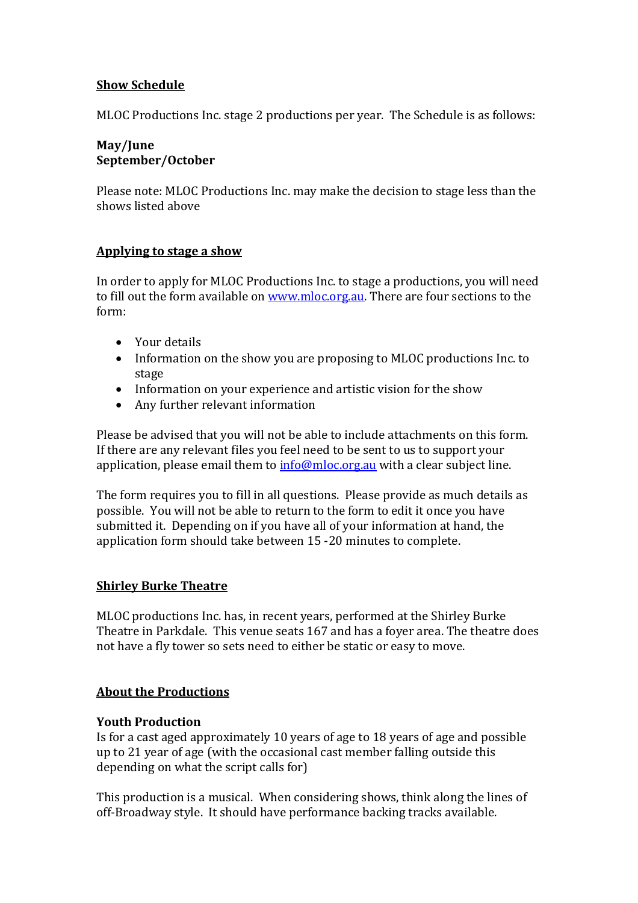## Show Schedule

MLOC Productions Inc. stage 2 productions per year.  The Schedule is as follows:

**May/June**
**September/October**

Please note: MLOC Productions Inc. may make the decision to stage less than the shows listed above

## Applying to stage a show

In order to apply for MLOC Productions Inc. to stage a productions, you will need to fill out the form available on [www.mloc.org.au](www.mloc.org.au). There are four sections to the form:

- Your details
- Information on the show you are proposing to MLOC productions Inc. to stage
- Information on your experience and artistic vision for the show
- Any further relevant information

Please be advised that you will not be able to include attachments on this form. If there are any relevant files you feel need to be sent to us to support your application, please email them to [info@mloc.org.au](mailto:info@mloc.org.au) with a clear subject line.

The form requires you to fill in all questions.  Please provide as much details as possible.  You will not be able to return to the form to edit it once you have submitted it.  Depending on if you have all of your information at hand, the application form should take between 15 -20 minutes to complete.

## Shirley Burke Theatre

MLOC productions Inc. has, in recent years, performed at the Shirley Burke Theatre in Parkdale.  This venue seats 167 and has a foyer area. The theatre does not have a fly tower so sets need to either be static or easy to move.

## About the Productions

### Youth Production

Is for a cast aged approximately 10 years of age to 18 years of age and possible up to 21 year of age (with the occasional cast member falling outside this depending on what the script calls for)

This production is a musical.  When considering shows, think along the lines of off-Broadway style.  It should have performance backing tracks available.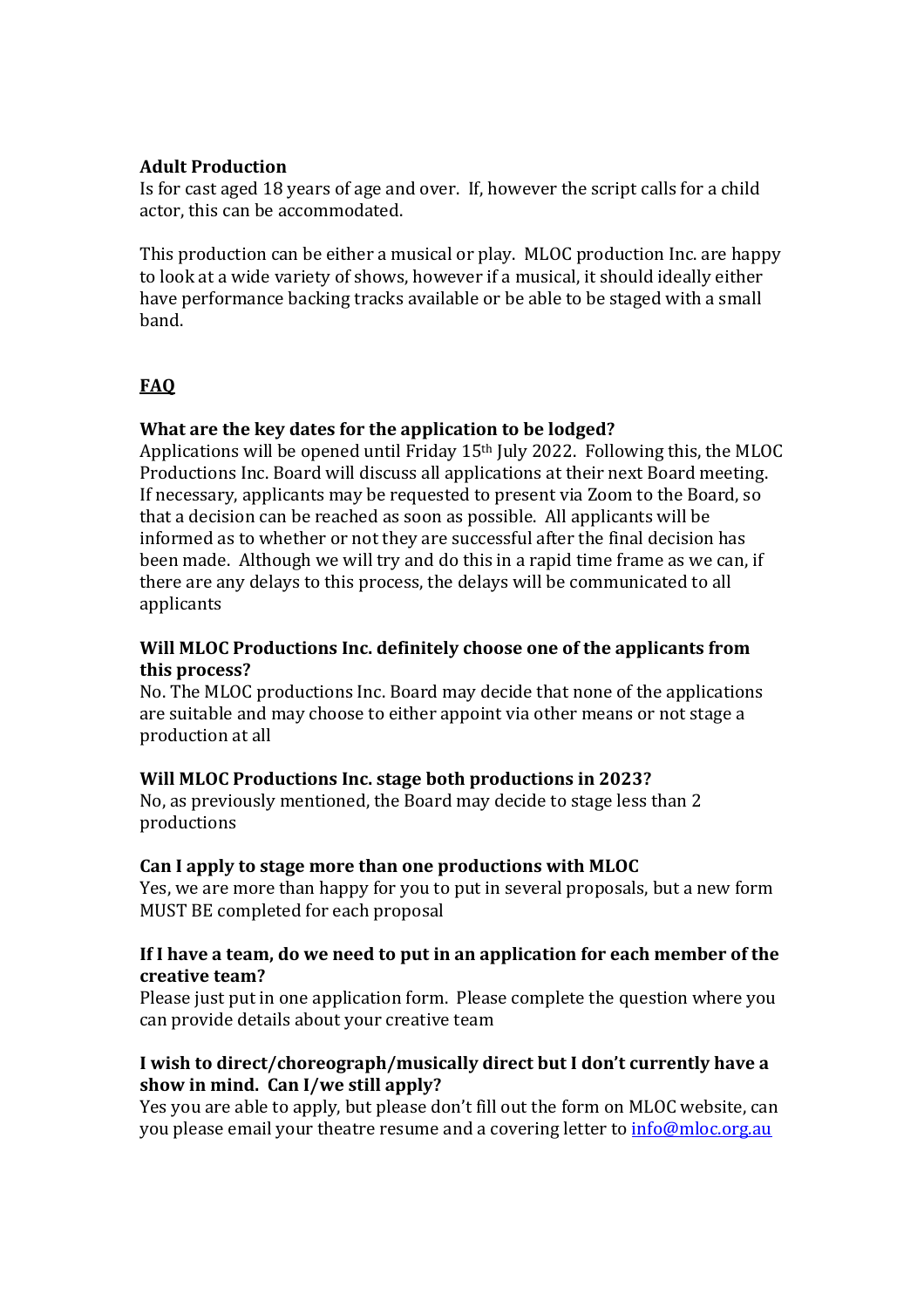**Adult Production**
Is for cast aged 18 years of age and over. If, however the script calls for a child actor, this can be accommodated.

This production can be either a musical or play. MLOC production Inc. are happy to look at a wide variety of shows, however if a musical, it should ideally either have performance backing tracks available or be able to be staged with a small band.

**FAQ**

**What are the key dates for the application to be lodged?**
Applications will be opened until Friday 15th July 2022. Following this, the MLOC Productions Inc. Board will discuss all applications at their next Board meeting. If necessary, applicants may be requested to present via Zoom to the Board, so that a decision can be reached as soon as possible. All applicants will be informed as to whether or not they are successful after the final decision has been made. Although we will try and do this in a rapid time frame as we can, if there are any delays to this process, the delays will be communicated to all applicants

**Will MLOC Productions Inc. definitely choose one of the applicants from this process?**
No. The MLOC productions Inc. Board may decide that none of the applications are suitable and may choose to either appoint via other means or not stage a production at all

**Will MLOC Productions Inc. stage both productions in 2023?**
No, as previously mentioned, the Board may decide to stage less than 2 productions

**Can I apply to stage more than one productions with MLOC**
Yes, we are more than happy for you to put in several proposals, but a new form MUST BE completed for each proposal

**If I have a team, do we need to put in an application for each member of the creative team?**
Please just put in one application form. Please complete the question where you can provide details about your creative team

**I wish to direct/choreograph/musically direct but I don't currently have a show in mind. Can I/we still apply?**
Yes you are able to apply, but please don't fill out the form on MLOC website, can you please email your theatre resume and a covering letter to [info@mloc.org.au](mailto:info@mloc.org.au)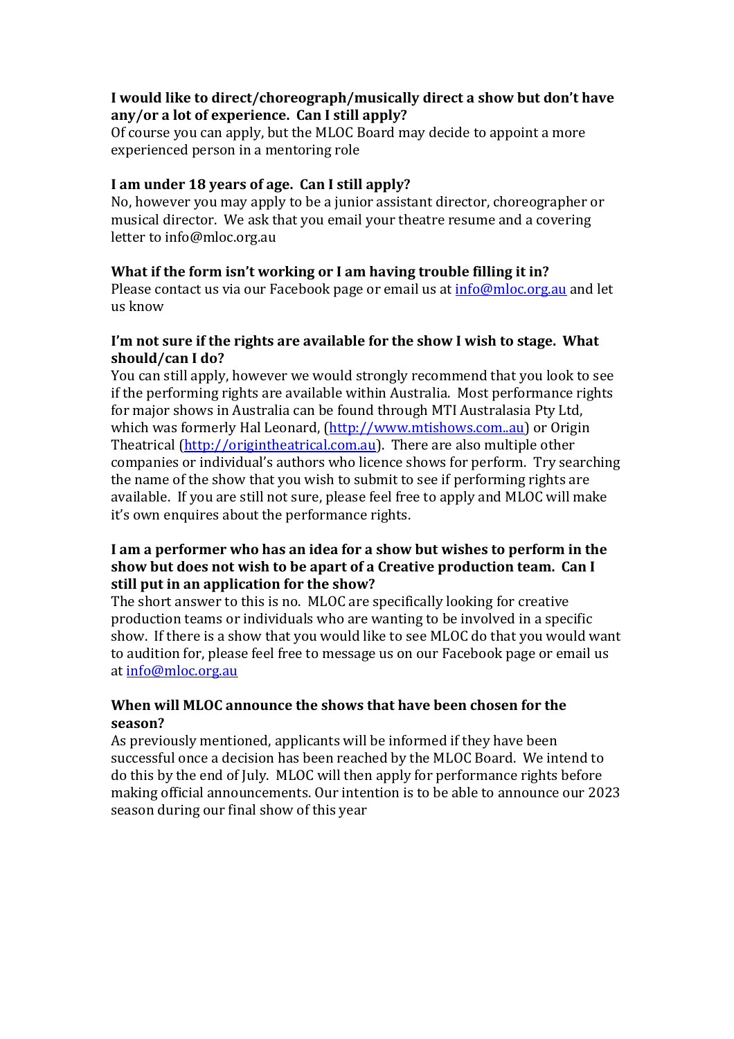**I would like to direct/choreograph/musically direct a show but don't have any/or a lot of experience. Can I still apply?**
Of course you can apply, but the MLOC Board may decide to appoint a more experienced person in a mentoring role

**I am under 18 years of age. Can I still apply?**
No, however you may apply to be a junior assistant director, choreographer or musical director. We ask that you email your theatre resume and a covering letter to info@mloc.org.au

**What if the form isn't working or I am having trouble filling it in?**
Please contact us via our Facebook page or email us at [info@mloc.org.au](mailto:info@mloc.org.au) and let us know

**I'm not sure if the rights are available for the show I wish to stage. What should/can I do?**
You can still apply, however we would strongly recommend that you look to see if the performing rights are available within Australia. Most performance rights for major shows in Australia can be found through MTI Australasia Pty Ltd, which was formerly Hal Leonard, ([http://www.mtishows.com..au](http://www.mtishows.com..au)) or Origin Theatrical ([http://origintheatrical.com.au](http://origintheatrical.com.au)). There are also multiple other companies or individual's authors who licence shows for perform. Try searching the name of the show that you wish to submit to see if performing rights are available. If you are still not sure, please feel free to apply and MLOC will make it's own enquires about the performance rights.

**I am a performer who has an idea for a show but wishes to perform in the show but does not wish to be apart of a Creative production team. Can I still put in an application for the show?**
The short answer to this is no. MLOC are specifically looking for creative production teams or individuals who are wanting to be involved in a specific show. If there is a show that you would like to see MLOC do that you would want to audition for, please feel free to message us on our Facebook page or email us at [info@mloc.org.au](mailto:info@mloc.org.au)

**When will MLOC announce the shows that have been chosen for the season?**
As previously mentioned, applicants will be informed if they have been successful once a decision has been reached by the MLOC Board. We intend to do this by the end of July. MLOC will then apply for performance rights before making official announcements. Our intention is to be able to announce our 2023 season during our final show of this year